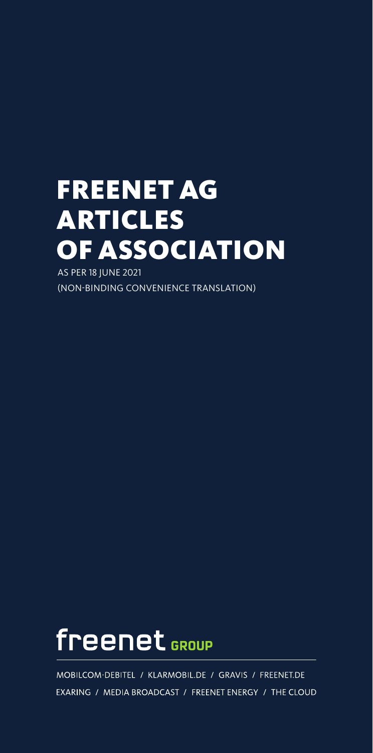# FREENET AG ARTICLES OF ASSOCIATION

AS PER 18 JUNE 2021

(NON-BINDING CONVENIENCE TRANSLATION)

freenet GROUP

MOBILCOM-DEBITEL / KLARMOBIL.DE / GRAVIS / FREENET.DE

EXARING / MEDIA BROADCAST / FREENET ENERGY / THE CLOUD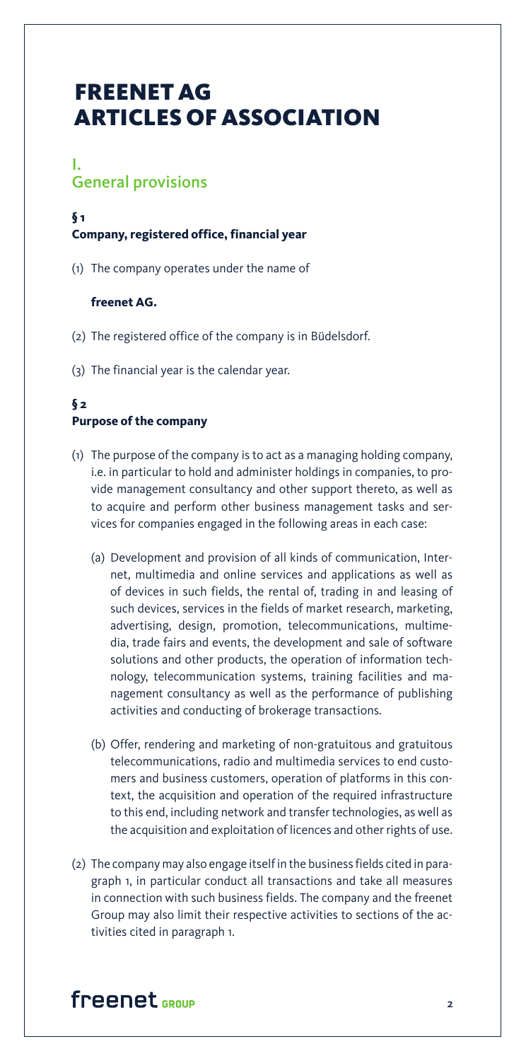# FREENET AG
# ARTICLES OF ASSOCIATION

## I.
## General provisions

### § 1
### Company, registered office, financial year

(1) The company operates under the name of

**freenet AG.**

(2) The registered office of the company is in Büdelsdorf.

(3) The financial year is the calendar year.

### § 2
### Purpose of the company

(1) The purpose of the company is to act as a managing holding company, i.e. in particular to hold and administer holdings in companies, to provide management consultancy and other support thereto, as well as to acquire and perform other business management tasks and services for companies engaged in the following areas in each case:

(a) Development and provision of all kinds of communication, Internet, multimedia and online services and applications as well as of devices in such fields, the rental of, trading in and leasing of such devices, services in the fields of market research, marketing, advertising, design, promotion, telecommunications, multimedia, trade fairs and events, the development and sale of software solutions and other products, the operation of information technology, telecommunication systems, training facilities and management consultancy as well as the performance of publishing activities and conducting of brokerage transactions.

(b) Offer, rendering and marketing of non-gratuitous and gratuitous telecommunications, radio and multimedia services to end customers and business customers, operation of platforms in this context, the acquisition and operation of the required infrastructure to this end, including network and transfer technologies, as well as the acquisition and exploitation of licences and other rights of use.

(2) The company may also engage itself in the business fields cited in paragraph 1, in particular conduct all transactions and take all measures in connection with such business fields. The company and the freenet Group may also limit their respective activities to sections of the activities cited in paragraph 1.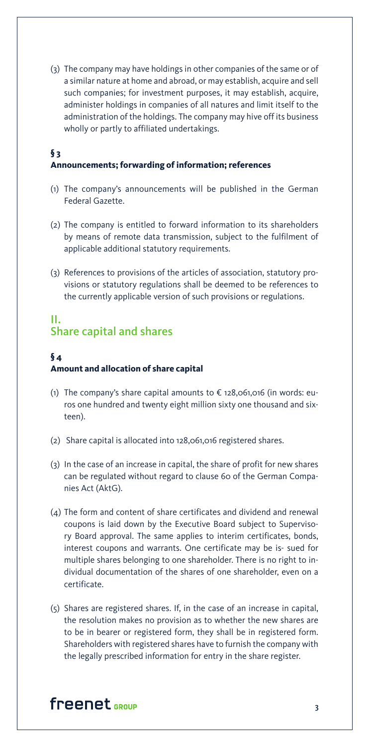(3) The company may have holdings in other companies of the same or of a similar nature at home and abroad, or may establish, acquire and sell such companies; for investment purposes, it may establish, acquire, administer holdings in companies of all natures and limit itself to the administration of the holdings. The company may hive off its business wholly or partly to affiliated undertakings.

### § 3
### Announcements; forwarding of information; references

(1) The company's announcements will be published in the German Federal Gazette.

(2) The company is entitled to forward information to its shareholders by means of remote data transmission, subject to the fulfilment of applicable additional statutory requirements.

(3) References to provisions of the articles of association, statutory provisions or statutory regulations shall be deemed to be references to the currently applicable version of such provisions or regulations.

## II.
## Share capital and shares

### § 4
### Amount and allocation of share capital

(1) The company's share capital amounts to € 128,061,016 (in words: euros one hundred and twenty eight million sixty one thousand and sixteen).

(2) Share capital is allocated into 128,061,016 registered shares.

(3) In the case of an increase in capital, the share of profit for new shares can be regulated without regard to clause 60 of the German Companies Act (AktG).

(4) The form and content of share certificates and dividend and renewal coupons is laid down by the Executive Board subject to Supervisory Board approval. The same applies to interim certificates, bonds, interest coupons and warrants. One certificate may be is- sued for multiple shares belonging to one shareholder. There is no right to individual documentation of the shares of one shareholder, even on a certificate.

(5) Shares are registered shares. If, in the case of an increase in capital, the resolution makes no provision as to whether the new shares are to be in bearer or registered form, they shall be in registered form. Shareholders with registered shares have to furnish the company with the legally prescribed information for entry in the share register.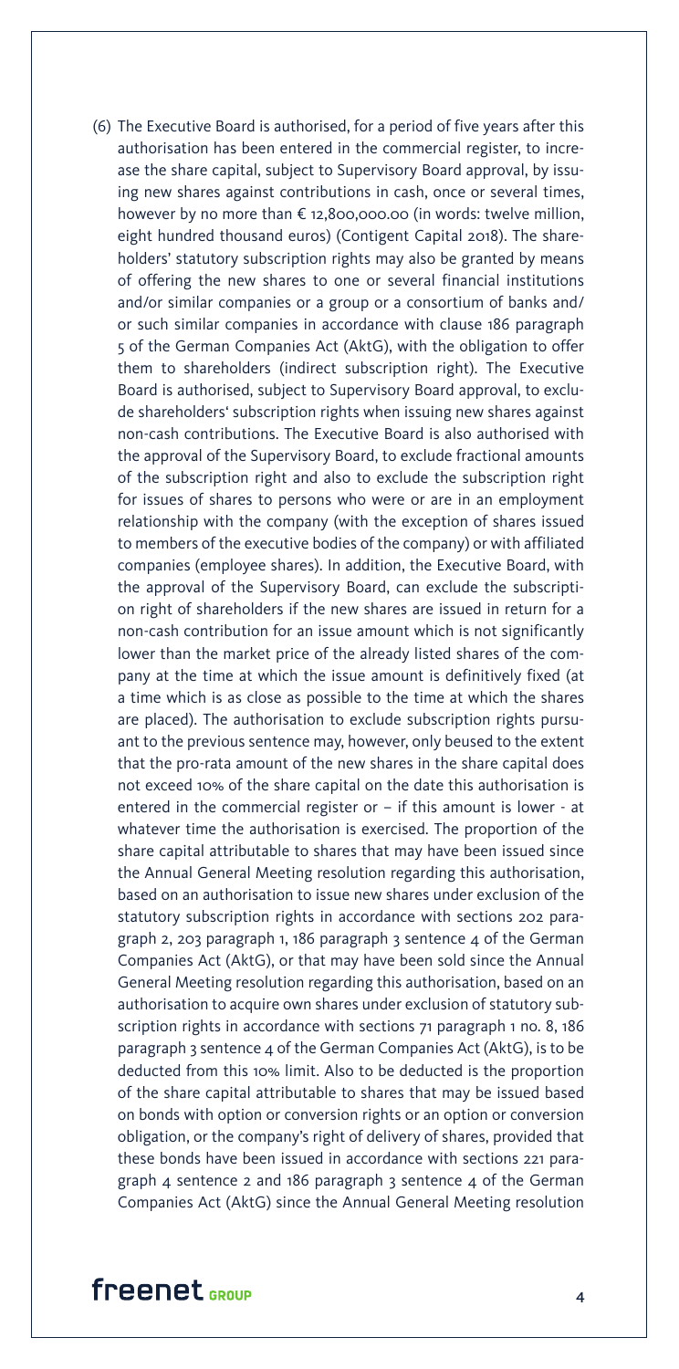(6) The Executive Board is authorised, for a period of five years after this authorisation has been entered in the commercial register, to increase the share capital, subject to Supervisory Board approval, by issuing new shares against contributions in cash, once or several times, however by no more than € 12,800,000.00 (in words: twelve million, eight hundred thousand euros) (Contigent Capital 2018). The shareholders' statutory subscription rights may also be granted by means of offering the new shares to one or several financial institutions and/or similar companies or a group or a consortium of banks and/or such similar companies in accordance with clause 186 paragraph 5 of the German Companies Act (AktG), with the obligation to offer them to shareholders (indirect subscription right). The Executive Board is authorised, subject to Supervisory Board approval, to exclude shareholders' subscription rights when issuing new shares against non-cash contributions. The Executive Board is also authorised with the approval of the Supervisory Board, to exclude fractional amounts of the subscription right and also to exclude the subscription right for issues of shares to persons who were or are in an employment relationship with the company (with the exception of shares issued to members of the executive bodies of the company) or with affiliated companies (employee shares). In addition, the Executive Board, with the approval of the Supervisory Board, can exclude the subscription right of shareholders if the new shares are issued in return for a non-cash contribution for an issue amount which is not significantly lower than the market price of the already listed shares of the company at the time at which the issue amount is definitively fixed (at a time which is as close as possible to the time at which the shares are placed). The authorisation to exclude subscription rights pursuant to the previous sentence may, however, only beused to the extent that the pro-rata amount of the new shares in the share capital does not exceed 10% of the share capital on the date this authorisation is entered in the commercial register or – if this amount is lower - at whatever time the authorisation is exercised. The proportion of the share capital attributable to shares that may have been issued since the Annual General Meeting resolution regarding this authorisation, based on an authorisation to issue new shares under exclusion of the statutory subscription rights in accordance with sections 202 paragraph 2, 203 paragraph 1, 186 paragraph 3 sentence 4 of the German Companies Act (AktG), or that may have been sold since the Annual General Meeting resolution regarding this authorisation, based on an authorisation to acquire own shares under exclusion of statutory subscription rights in accordance with sections 71 paragraph 1 no. 8, 186 paragraph 3 sentence 4 of the German Companies Act (AktG), is to be deducted from this 10% limit. Also to be deducted is the proportion of the share capital attributable to shares that may be issued based on bonds with option or conversion rights or an option or conversion obligation, or the company's right of delivery of shares, provided that these bonds have been issued in accordance with sections 221 paragraph 4 sentence 2 and 186 paragraph 3 sentence 4 of the German Companies Act (AktG) since the Annual General Meeting resolution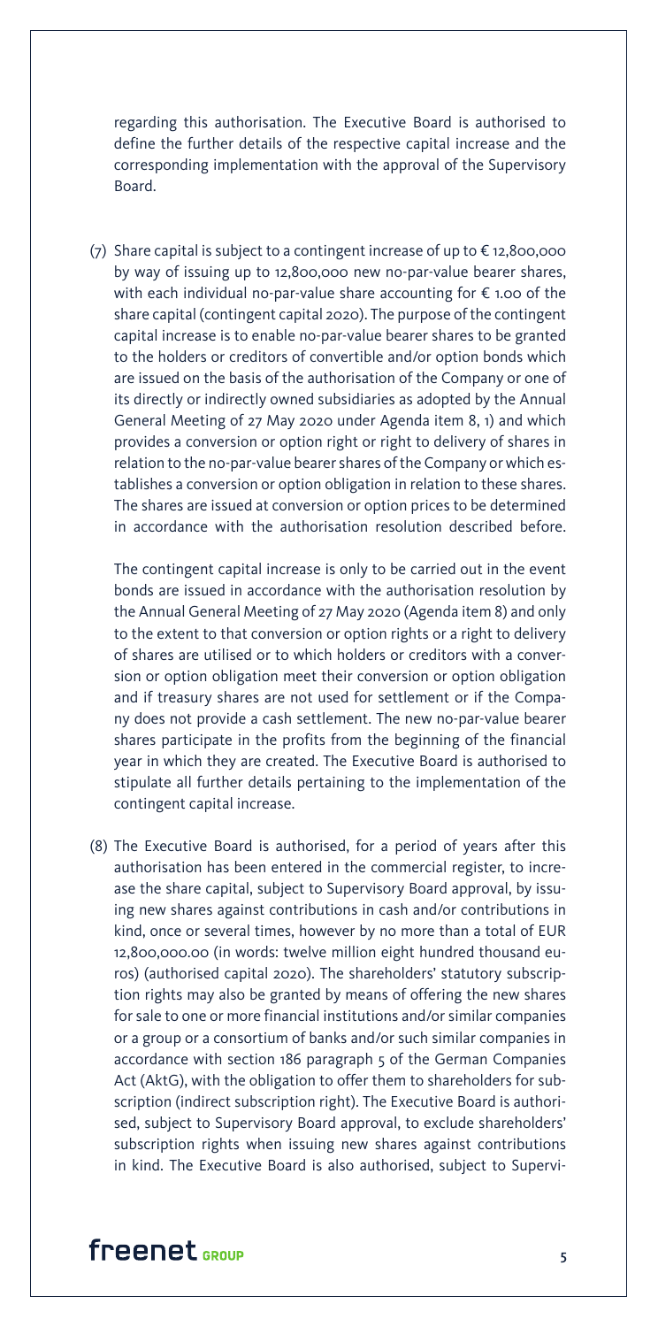regarding this authorisation. The Executive Board is authorised to define the further details of the respective capital increase and the corresponding implementation with the approval of the Supervisory Board.

(7) Share capital is subject to a contingent increase of up to € 12,800,000 by way of issuing up to 12,800,000 new no-par-value bearer shares, with each individual no-par-value share accounting for € 1.00 of the share capital (contingent capital 2020). The purpose of the contingent capital increase is to enable no-par-value bearer shares to be granted to the holders or creditors of convertible and/or option bonds which are issued on the basis of the authorisation of the Company or one of its directly or indirectly owned subsidiaries as adopted by the Annual General Meeting of 27 May 2020 under Agenda item 8, 1) and which provides a conversion or option right or right to delivery of shares in relation to the no-par-value bearer shares of the Company or which establishes a conversion or option obligation in relation to these shares. The shares are issued at conversion or option prices to be determined in accordance with the authorisation resolution described before.

The contingent capital increase is only to be carried out in the event bonds are issued in accordance with the authorisation resolution by the Annual General Meeting of 27 May 2020 (Agenda item 8) and only to the extent to that conversion or option rights or a right to delivery of shares are utilised or to which holders or creditors with a conversion or option obligation meet their conversion or option obligation and if treasury shares are not used for settlement or if the Company does not provide a cash settlement. The new no-par-value bearer shares participate in the profits from the beginning of the financial year in which they are created. The Executive Board is authorised to stipulate all further details pertaining to the implementation of the contingent capital increase.

(8) The Executive Board is authorised, for a period of years after this authorisation has been entered in the commercial register, to increase the share capital, subject to Supervisory Board approval, by issuing new shares against contributions in cash and/or contributions in kind, once or several times, however by no more than a total of EUR 12,800,000.00 (in words: twelve million eight hundred thousand euros) (authorised capital 2020). The shareholders' statutory subscription rights may also be granted by means of offering the new shares for sale to one or more financial institutions and/or similar companies or a group or a consortium of banks and/or such similar companies in accordance with section 186 paragraph 5 of the German Companies Act (AktG), with the obligation to offer them to shareholders for subscription (indirect subscription right). The Executive Board is authorised, subject to Supervisory Board approval, to exclude shareholders' subscription rights when issuing new shares against contributions in kind. The Executive Board is also authorised, subject to Supervi-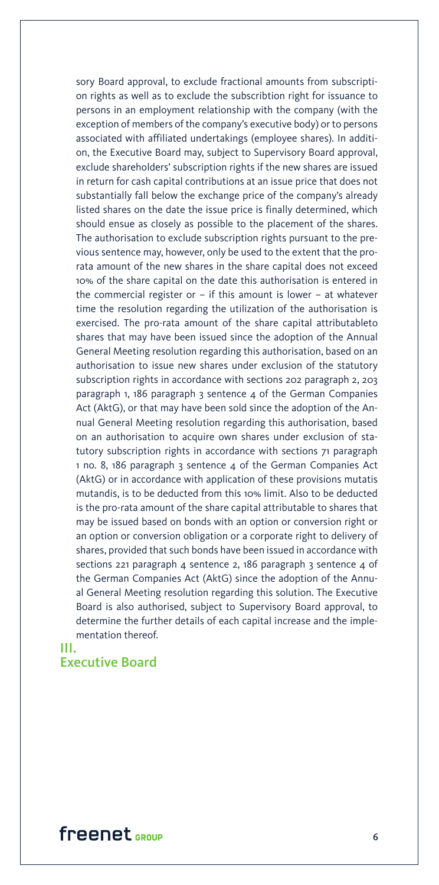sory Board approval, to exclude fractional amounts from subscription rights as well as to exclude the subscribtion right for issuance to persons in an employment relationship with the company (with the exception of members of the company's executive body) or to persons associated with affiliated undertakings (employee shares). In addition, the Executive Board may, subject to Supervisory Board approval, exclude shareholders' subscription rights if the new shares are issued in return for cash capital contributions at an issue price that does not substantially fall below the exchange price of the company's already listed shares on the date the issue price is finally determined, which should ensue as closely as possible to the placement of the shares. The authorisation to exclude subscription rights pursuant to the previous sentence may, however, only be used to the extent that the pro-rata amount of the new shares in the share capital does not exceed 10% of the share capital on the date this authorisation is entered in the commercial register or – if this amount is lower – at whatever time the resolution regarding the utilization of the authorisation is exercised. The pro-rata amount of the share capital attributableto shares that may have been issued since the adoption of the Annual General Meeting resolution regarding this authorisation, based on an authorisation to issue new shares under exclusion of the statutory subscription rights in accordance with sections 202 paragraph 2, 203 paragraph 1, 186 paragraph 3 sentence 4 of the German Companies Act (AktG), or that may have been sold since the adoption of the Annual General Meeting resolution regarding this authorisation, based on an authorisation to acquire own shares under exclusion of statutory subscription rights in accordance with sections 71 paragraph 1 no. 8, 186 paragraph 3 sentence 4 of the German Companies Act (AktG) or in accordance with application of these provisions mutatis mutandis, is to be deducted from this 10% limit. Also to be deducted is the pro-rata amount of the share capital attributable to shares that may be issued based on bonds with an option or conversion right or an option or conversion obligation or a corporate right to delivery of shares, provided that such bonds have been issued in accordance with sections 221 paragraph 4 sentence 2, 186 paragraph 3 sentence 4 of the German Companies Act (AktG) since the adoption of the Annual General Meeting resolution regarding this solution. The Executive Board is also authorised, subject to Supervisory Board approval, to determine the further details of each capital increase and the implementation thereof.

## III.
## Executive Board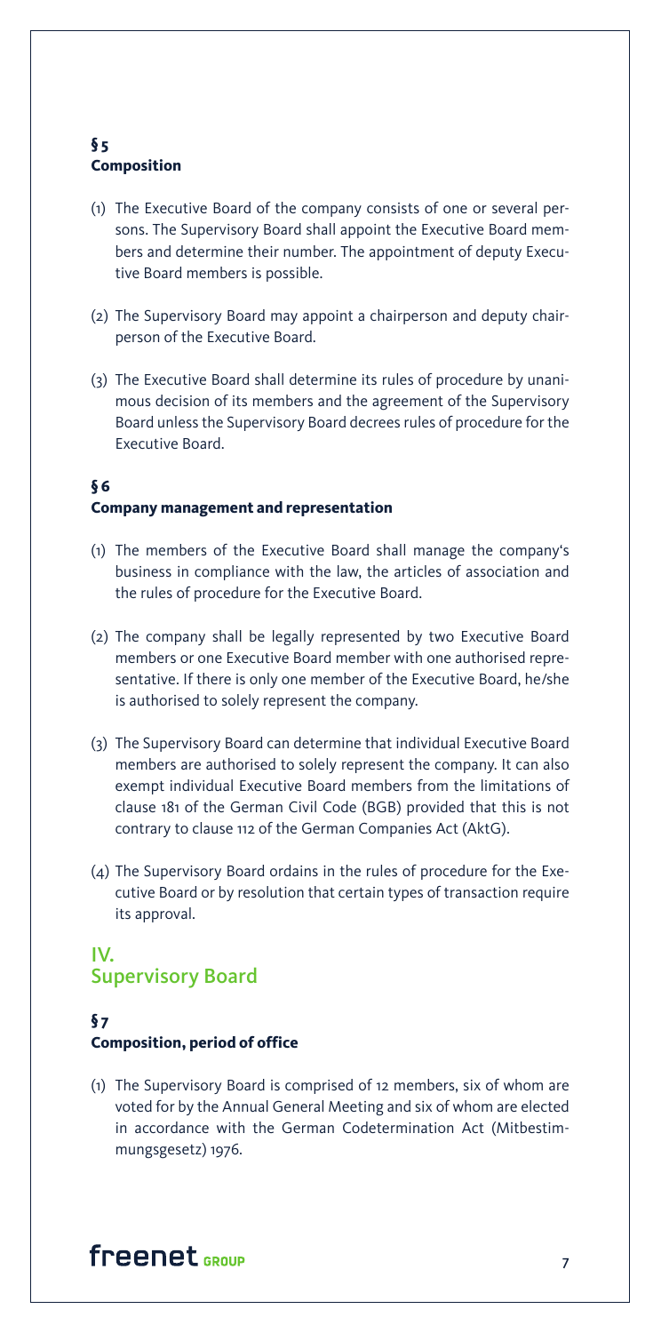### § 5
### Composition

(1) The Executive Board of the company consists of one or several persons. The Supervisory Board shall appoint the Executive Board members and determine their number. The appointment of deputy Executive Board members is possible.

(2) The Supervisory Board may appoint a chairperson and deputy chairperson of the Executive Board.

(3) The Executive Board shall determine its rules of procedure by unanimous decision of its members and the agreement of the Supervisory Board unless the Supervisory Board decrees rules of procedure for the Executive Board.

### § 6
### Company management and representation

(1) The members of the Executive Board shall manage the company's business in compliance with the law, the articles of association and the rules of procedure for the Executive Board.

(2) The company shall be legally represented by two Executive Board members or one Executive Board member with one authorised representative. If there is only one member of the Executive Board, he/she is authorised to solely represent the company.

(3) The Supervisory Board can determine that individual Executive Board members are authorised to solely represent the company. It can also exempt individual Executive Board members from the limitations of clause 181 of the German Civil Code (BGB) provided that this is not contrary to clause 112 of the German Companies Act (AktG).

(4) The Supervisory Board ordains in the rules of procedure for the Executive Board or by resolution that certain types of transaction require its approval.

## IV.
## Supervisory Board

### § 7
### Composition, period of office

(1) The Supervisory Board is comprised of 12 members, six of whom are voted for by the Annual General Meeting and six of whom are elected in accordance with the German Codetermination Act (Mitbestimmungsgesetz) 1976.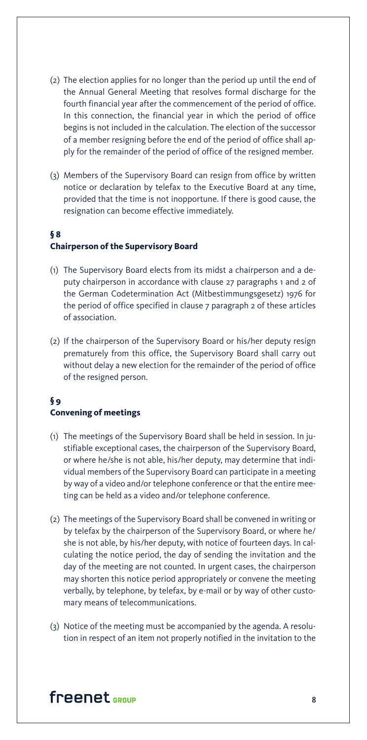(2) The election applies for no longer than the period up until the end of the Annual General Meeting that resolves formal discharge for the fourth financial year after the commencement of the period of office. In this connection, the financial year in which the period of office begins is not included in the calculation. The election of the successor of a member resigning before the end of the period of office shall apply for the remainder of the period of office of the resigned member.

(3) Members of the Supervisory Board can resign from office by written notice or declaration by telefax to the Executive Board at any time, provided that the time is not inopportune. If there is good cause, the resignation can become effective immediately.

## § 8
## Chairperson of the Supervisory Board

(1) The Supervisory Board elects from its midst a chairperson and a deputy chairperson in accordance with clause 27 paragraphs 1 and 2 of the German Codetermination Act (Mitbestimmungsgesetz) 1976 for the period of office specified in clause 7 paragraph 2 of these articles of association.

(2) If the chairperson of the Supervisory Board or his/her deputy resign prematurely from this office, the Supervisory Board shall carry out without delay a new election for the remainder of the period of office of the resigned person.

## § 9
## Convening of meetings

(1) The meetings of the Supervisory Board shall be held in session. In justifiable exceptional cases, the chairperson of the Supervisory Board, or where he/she is not able, his/her deputy, may determine that individual members of the Supervisory Board can participate in a meeting by way of a video and/or telephone conference or that the entire meeting can be held as a video and/or telephone conference.

(2) The meetings of the Supervisory Board shall be convened in writing or by telefax by the chairperson of the Supervisory Board, or where he/she is not able, by his/her deputy, with notice of fourteen days. In calculating the notice period, the day of sending the invitation and the day of the meeting are not counted. In urgent cases, the chairperson may shorten this notice period appropriately or convene the meeting verbally, by telephone, by telefax, by e-mail or by way of other customary means of telecommunications.

(3) Notice of the meeting must be accompanied by the agenda. A resolution in respect of an item not properly notified in the invitation to the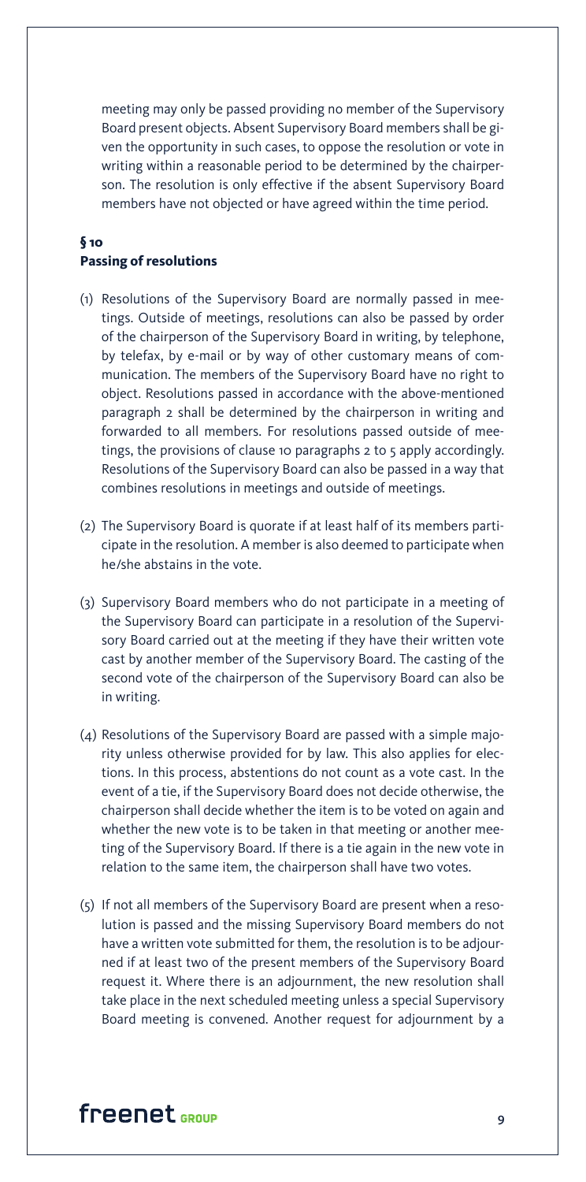meeting may only be passed providing no member of the Supervisory Board present objects. Absent Supervisory Board members shall be given the opportunity in such cases, to oppose the resolution or vote in writing within a reasonable period to be determined by the chairperson. The resolution is only effective if the absent Supervisory Board members have not objected or have agreed within the time period.

### § 10
### Passing of resolutions

(1) Resolutions of the Supervisory Board are normally passed in meetings. Outside of meetings, resolutions can also be passed by order of the chairperson of the Supervisory Board in writing, by telephone, by telefax, by e-mail or by way of other customary means of communication. The members of the Supervisory Board have no right to object. Resolutions passed in accordance with the above-mentioned paragraph 2 shall be determined by the chairperson in writing and forwarded to all members. For resolutions passed outside of meetings, the provisions of clause 10 paragraphs 2 to 5 apply accordingly. Resolutions of the Supervisory Board can also be passed in a way that combines resolutions in meetings and outside of meetings.

(2) The Supervisory Board is quorate if at least half of its members participate in the resolution. A member is also deemed to participate when he/she abstains in the vote.

(3) Supervisory Board members who do not participate in a meeting of the Supervisory Board can participate in a resolution of the Supervisory Board carried out at the meeting if they have their written vote cast by another member of the Supervisory Board. The casting of the second vote of the chairperson of the Supervisory Board can also be in writing.

(4) Resolutions of the Supervisory Board are passed with a simple majority unless otherwise provided for by law. This also applies for elections. In this process, abstentions do not count as a vote cast. In the event of a tie, if the Supervisory Board does not decide otherwise, the chairperson shall decide whether the item is to be voted on again and whether the new vote is to be taken in that meeting or another meeting of the Supervisory Board. If there is a tie again in the new vote in relation to the same item, the chairperson shall have two votes.

(5) If not all members of the Supervisory Board are present when a resolution is passed and the missing Supervisory Board members do not have a written vote submitted for them, the resolution is to be adjourned if at least two of the present members of the Supervisory Board request it. Where there is an adjournment, the new resolution shall take place in the next scheduled meeting unless a special Supervisory Board meeting is convened. Another request for adjournment by a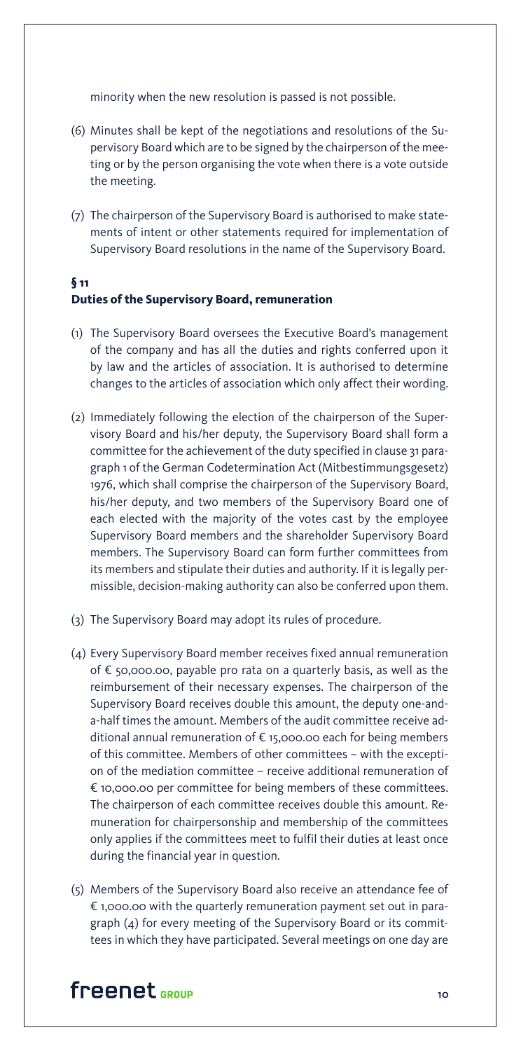minority when the new resolution is passed is not possible.

(6) Minutes shall be kept of the negotiations and resolutions of the Supervisory Board which are to be signed by the chairperson of the meeting or by the person organising the vote when there is a vote outside the meeting.

(7) The chairperson of the Supervisory Board is authorised to make statements of intent or other statements required for implementation of Supervisory Board resolutions in the name of the Supervisory Board.

## § 11
## Duties of the Supervisory Board, remuneration

(1) The Supervisory Board oversees the Executive Board's management of the company and has all the duties and rights conferred upon it by law and the articles of association. It is authorised to determine changes to the articles of association which only affect their wording.

(2) Immediately following the election of the chairperson of the Supervisory Board and his/her deputy, the Supervisory Board shall form a committee for the achievement of the duty specified in clause 31 paragraph 1 of the German Codetermination Act (Mitbestimmungsgesetz) 1976, which shall comprise the chairperson of the Supervisory Board, his/her deputy, and two members of the Supervisory Board one of each elected with the majority of the votes cast by the employee Supervisory Board members and the shareholder Supervisory Board members. The Supervisory Board can form further committees from its members and stipulate their duties and authority. If it is legally permissible, decision-making authority can also be conferred upon them.

(3) The Supervisory Board may adopt its rules of procedure.

(4) Every Supervisory Board member receives fixed annual remuneration of € 50,000.00, payable pro rata on a quarterly basis, as well as the reimbursement of their necessary expenses. The chairperson of the Supervisory Board receives double this amount, the deputy one-and-a-half times the amount. Members of the audit committee receive additional annual remuneration of € 15,000.00 each for being members of this committee. Members of other committees – with the exception of the mediation committee – receive additional remuneration of € 10,000.00 per committee for being members of these committees. The chairperson of each committee receives double this amount. Remuneration for chairpersonship and membership of the committees only applies if the committees meet to fulfil their duties at least once during the financial year in question.

(5) Members of the Supervisory Board also receive an attendance fee of € 1,000.00 with the quarterly remuneration payment set out in paragraph (4) for every meeting of the Supervisory Board or its committees in which they have participated. Several meetings on one day are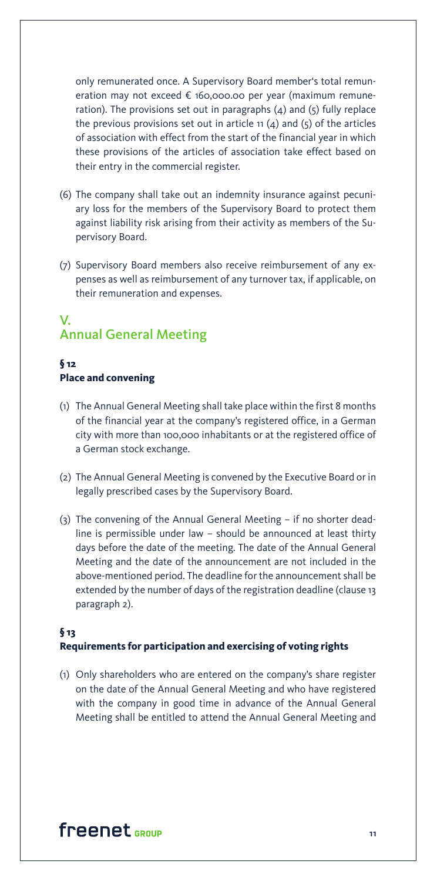only remunerated once. A Supervisory Board member's total remuneration may not exceed € 160,000.00 per year (maximum remuneration). The provisions set out in paragraphs (4) and (5) fully replace the previous provisions set out in article 11 (4) and (5) of the articles of association with effect from the start of the financial year in which these provisions of the articles of association take effect based on their entry in the commercial register.

(6) The company shall take out an indemnity insurance against pecuniary loss for the members of the Supervisory Board to protect them against liability risk arising from their activity as members of the Supervisory Board.

(7) Supervisory Board members also receive reimbursement of any expenses as well as reimbursement of any turnover tax, if applicable, on their remuneration and expenses.

## V. Annual General Meeting

### § 12 Place and convening

(1) The Annual General Meeting shall take place within the first 8 months of the financial year at the company's registered office, in a German city with more than 100,000 inhabitants or at the registered office of a German stock exchange.

(2) The Annual General Meeting is convened by the Executive Board or in legally prescribed cases by the Supervisory Board.

(3) The convening of the Annual General Meeting – if no shorter deadline is permissible under law – should be announced at least thirty days before the date of the meeting. The date of the Annual General Meeting and the date of the announcement are not included in the above-mentioned period. The deadline for the announcement shall be extended by the number of days of the registration deadline (clause 13 paragraph 2).

### § 13 Requirements for participation and exercising of voting rights

(1) Only shareholders who are entered on the company's share register on the date of the Annual General Meeting and who have registered with the company in good time in advance of the Annual General Meeting shall be entitled to attend the Annual General Meeting and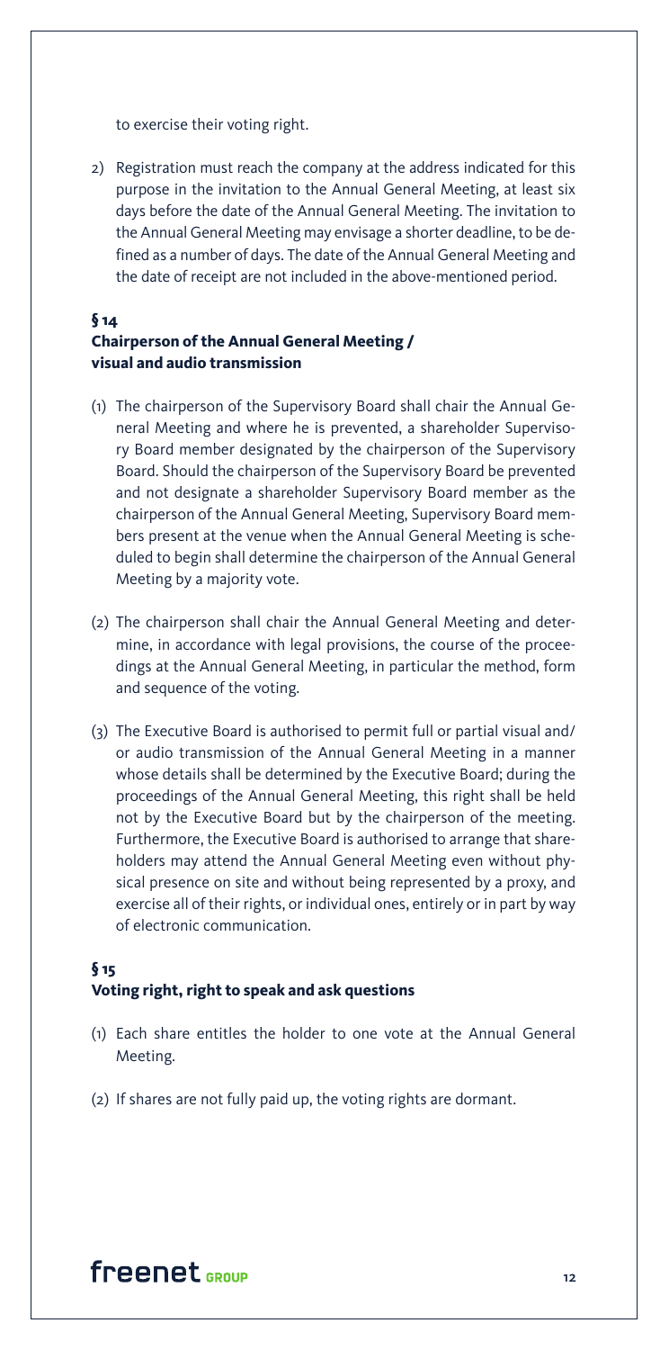to exercise their voting right.

2) Registration must reach the company at the address indicated for this purpose in the invitation to the Annual General Meeting, at least six days before the date of the Annual General Meeting. The invitation to the Annual General Meeting may envisage a shorter deadline, to be defined as a number of days. The date of the Annual General Meeting and the date of receipt are not included in the above-mentioned period.

## § 14
## Chairperson of the Annual General Meeting / visual and audio transmission

(1) The chairperson of the Supervisory Board shall chair the Annual General Meeting and where he is prevented, a shareholder Supervisory Board member designated by the chairperson of the Supervisory Board. Should the chairperson of the Supervisory Board be prevented and not designate a shareholder Supervisory Board member as the chairperson of the Annual General Meeting, Supervisory Board members present at the venue when the Annual General Meeting is scheduled to begin shall determine the chairperson of the Annual General Meeting by a majority vote.

(2) The chairperson shall chair the Annual General Meeting and determine, in accordance with legal provisions, the course of the proceedings at the Annual General Meeting, in particular the method, form and sequence of the voting.

(3) The Executive Board is authorised to permit full or partial visual and/or audio transmission of the Annual General Meeting in a manner whose details shall be determined by the Executive Board; during the proceedings of the Annual General Meeting, this right shall be held not by the Executive Board but by the chairperson of the meeting. Furthermore, the Executive Board is authorised to arrange that shareholders may attend the Annual General Meeting even without physical presence on site and without being represented by a proxy, and exercise all of their rights, or individual ones, entirely or in part by way of electronic communication.

## § 15
## Voting right, right to speak and ask questions

(1) Each share entitles the holder to one vote at the Annual General Meeting.

(2) If shares are not fully paid up, the voting rights are dormant.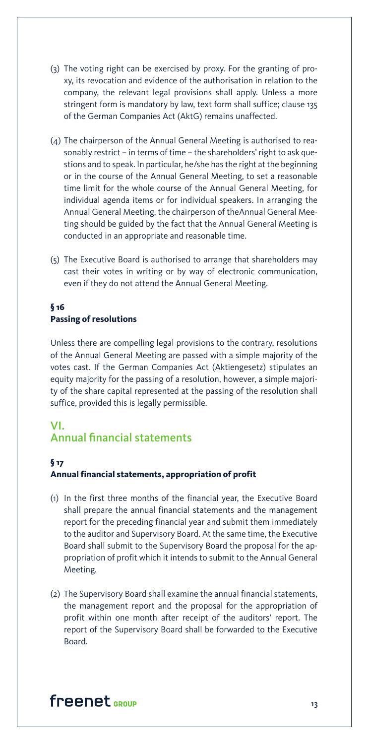(3) The voting right can be exercised by proxy. For the granting of proxy, its revocation and evidence of the authorisation in relation to the company, the relevant legal provisions shall apply. Unless a more stringent form is mandatory by law, text form shall suffice; clause 135 of the German Companies Act (AktG) remains unaffected.

(4) The chairperson of the Annual General Meeting is authorised to reasonably restrict – in terms of time – the shareholders' right to ask questions and to speak. In particular, he/she has the right at the beginning or in the course of the Annual General Meeting, to set a reasonable time limit for the whole course of the Annual General Meeting, for individual agenda items or for individual speakers. In arranging the Annual General Meeting, the chairperson of theAnnual General Meeting should be guided by the fact that the Annual General Meeting is conducted in an appropriate and reasonable time.

(5) The Executive Board is authorised to arrange that shareholders may cast their votes in writing or by way of electronic communication, even if they do not attend the Annual General Meeting.

### § 16
### Passing of resolutions

Unless there are compelling legal provisions to the contrary, resolutions of the Annual General Meeting are passed with a simple majority of the votes cast. If the German Companies Act (Aktiengesetz) stipulates an equity majority for the passing of a resolution, however, a simple majority of the share capital represented at the passing of the resolution shall suffice, provided this is legally permissible.

## VI.
## Annual financial statements

### § 17
### Annual financial statements, appropriation of profit

(1) In the first three months of the financial year, the Executive Board shall prepare the annual financial statements and the management report for the preceding financial year and submit them immediately to the auditor and Supervisory Board. At the same time, the Executive Board shall submit to the Supervisory Board the proposal for the appropriation of profit which it intends to submit to the Annual General Meeting.

(2) The Supervisory Board shall examine the annual financial statements, the management report and the proposal for the appropriation of profit within one month after receipt of the auditors' report. The report of the Supervisory Board shall be forwarded to the Executive Board.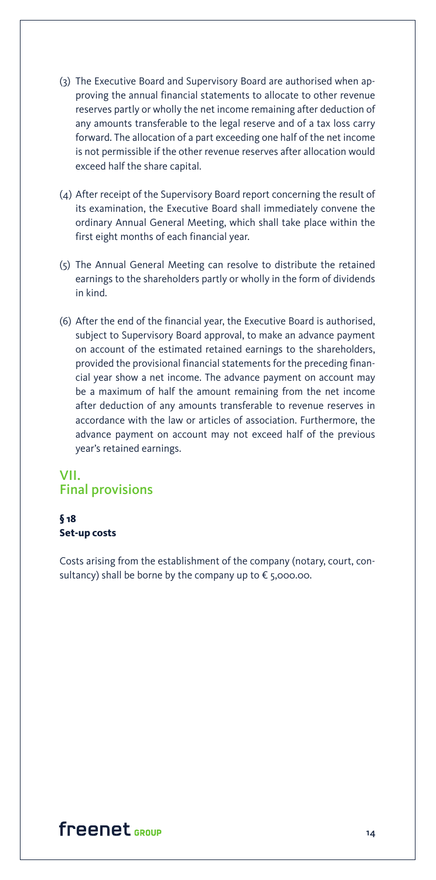(3) The Executive Board and Supervisory Board are authorised when approving the annual financial statements to allocate to other revenue reserves partly or wholly the net income remaining after deduction of any amounts transferable to the legal reserve and of a tax loss carry forward. The allocation of a part exceeding one half of the net income is not permissible if the other revenue reserves after allocation would exceed half the share capital.

(4) After receipt of the Supervisory Board report concerning the result of its examination, the Executive Board shall immediately convene the ordinary Annual General Meeting, which shall take place within the first eight months of each financial year.

(5) The Annual General Meeting can resolve to distribute the retained earnings to the shareholders partly or wholly in the form of dividends in kind.

(6) After the end of the financial year, the Executive Board is authorised, subject to Supervisory Board approval, to make an advance payment on account of the estimated retained earnings to the shareholders, provided the provisional financial statements for the preceding financial year show a net income. The advance payment on account may be a maximum of half the amount remaining from the net income after deduction of any amounts transferable to revenue reserves in accordance with the law or articles of association. Furthermore, the advance payment on account may not exceed half of the previous year's retained earnings.

## VII. Final provisions

### § 18 Set-up costs

Costs arising from the establishment of the company (notary, court, consultancy) shall be borne by the company up to € 5,000.00.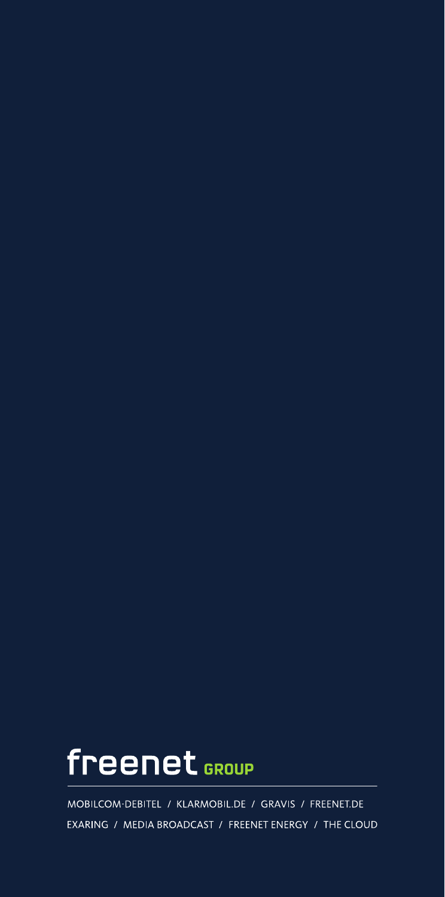freenet GROUP

MOBILCOM-DEBITEL / KLARMOBIL.DE / GRAVIS / FREENET.DE

EXARING / MEDIA BROADCAST / FREENET ENERGY / THE CLOUD